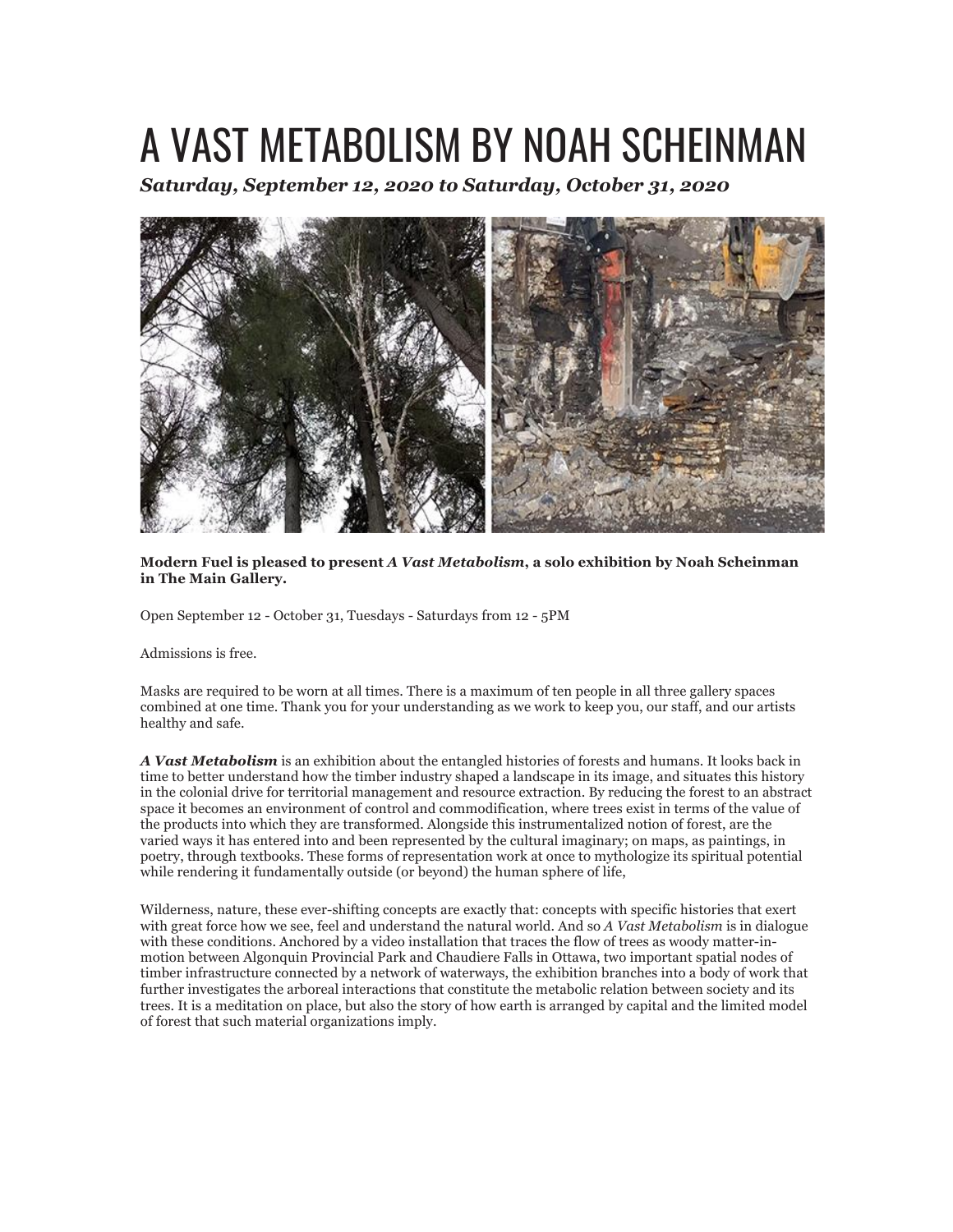# A VAST METABOLISM BY NOAH SCHEINMAN

***Saturday, September 12, 2020 to Saturday, October 31, 2020***

**Modern Fuel is pleased to present *A Vast Metabolism*, a solo exhibition by Noah Scheinman in The Main Gallery.**

Open September 12 - October 31, Tuesdays - Saturdays from 12 - 5PM

Admissions is free.

Masks are required to be worn at all times. There is a maximum of ten people in all three gallery spaces combined at one time. Thank you for your understanding as we work to keep you, our staff, and our artists healthy and safe.

***A Vast Metabolism*** is an exhibition about the entangled histories of forests and humans. It looks back in time to better understand how the timber industry shaped a landscape in its image, and situates this history in the colonial drive for territorial management and resource extraction. By reducing the forest to an abstract space it becomes an environment of control and commodification, where trees exist in terms of the value of the products into which they are transformed. Alongside this instrumentalized notion of forest, are the varied ways it has entered into and been represented by the cultural imaginary; on maps, as paintings, in poetry, through textbooks. These forms of representation work at once to mythologize its spiritual potential while rendering it fundamentally outside (or beyond) the human sphere of life,

Wilderness, nature, these ever-shifting concepts are exactly that: concepts with specific histories that exert with great force how we see, feel and understand the natural world. And so *A Vast Metabolism* is in dialogue with these conditions. Anchored by a video installation that traces the flow of trees as woody matter-in-motion between Algonquin Provincial Park and Chaudiere Falls in Ottawa, two important spatial nodes of timber infrastructure connected by a network of waterways, the exhibition branches into a body of work that further investigates the arboreal interactions that constitute the metabolic relation between society and its trees. It is a meditation on place, but also the story of how earth is arranged by capital and the limited model of forest that such material organizations imply.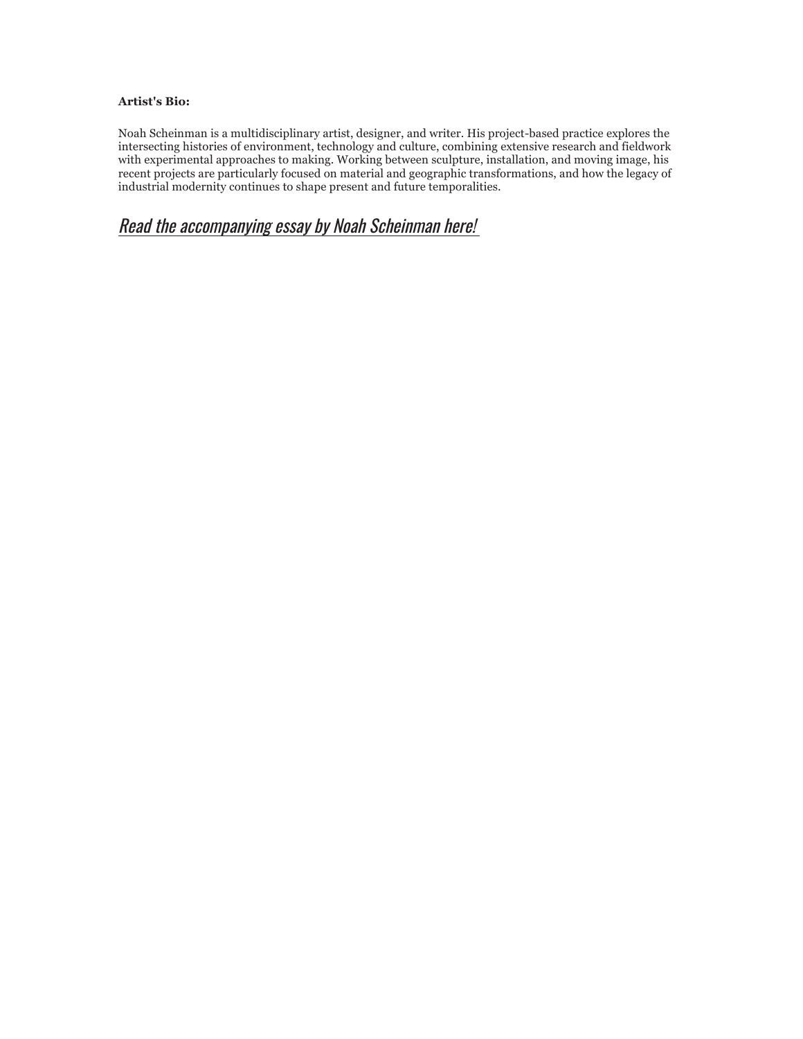**Artist's Bio:**

Noah Scheinman is a multidisciplinary artist, designer, and writer. His project-based practice explores the intersecting histories of environment, technology and culture, combining extensive research and fieldwork with experimental approaches to making. Working between sculpture, installation, and moving image, his recent projects are particularly focused on material and geographic transformations, and how the legacy of industrial modernity continues to shape present and future temporalities.

*Read the accompanying essay by Noah Scheinman here!*